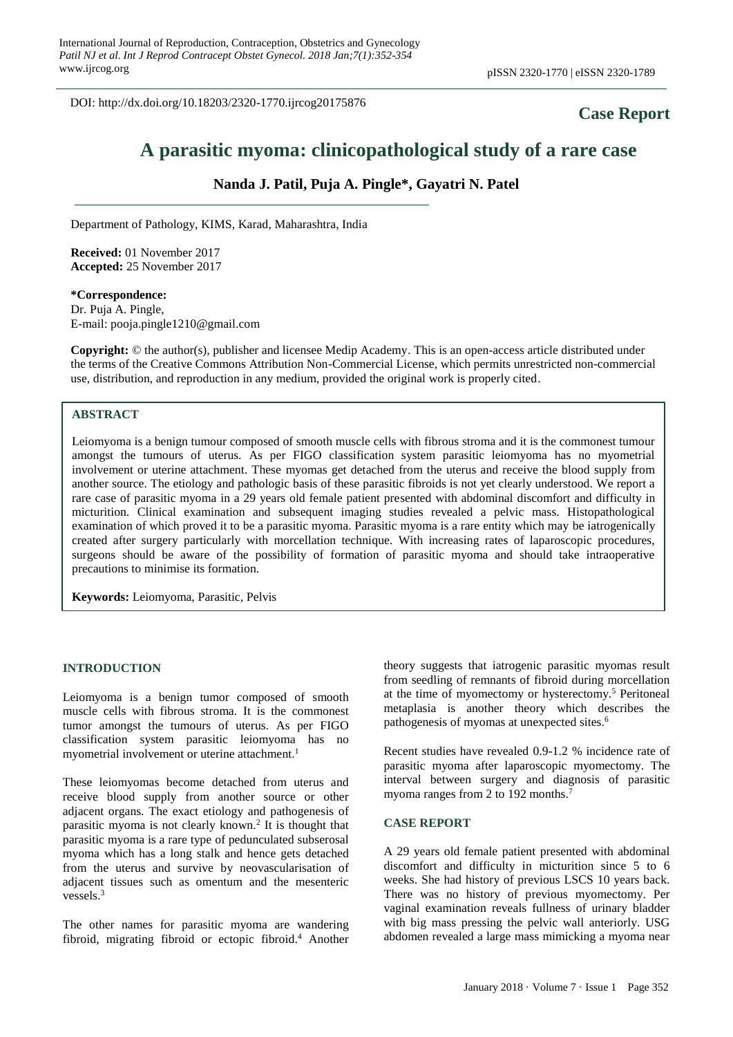DOI: http://dx.doi.org/10.18203/2320-1770.ijrcog20175876

**Case Report**

# A parasitic myoma: clinicopathological study of a rare case

**Nanda J. Patil, Puja A. Pingle\*, Gayatri N. Patel**

Department of Pathology, KIMS, Karad, Maharashtra, India

**Received:** 01 November 2017
**Accepted:** 25 November 2017

**\*Correspondence:**
Dr. Puja A. Pingle,
E-mail: pooja.pingle1210@gmail.com

**Copyright:** © the author(s), publisher and licensee Medip Academy. This is an open-access article distributed under the terms of the Creative Commons Attribution Non-Commercial License, which permits unrestricted non-commercial use, distribution, and reproduction in any medium, provided the original work is properly cited.

## ABSTRACT

Leiomyoma is a benign tumour composed of smooth muscle cells with fibrous stroma and it is the commonest tumour amongst the tumours of uterus. As per FIGO classification system parasitic leiomyoma has no myometrial involvement or uterine attachment. These myomas get detached from the uterus and receive the blood supply from another source. The etiology and pathologic basis of these parasitic fibroids is not yet clearly understood. We report a rare case of parasitic myoma in a 29 years old female patient presented with abdominal discomfort and difficulty in micturition. Clinical examination and subsequent imaging studies revealed a pelvic mass. Histopathological examination of which proved it to be a parasitic myoma. Parasitic myoma is a rare entity which may be iatrogenically created after surgery particularly with morcellation technique. With increasing rates of laparoscopic procedures, surgeons should be aware of the possibility of formation of parasitic myoma and should take intraoperative precautions to minimise its formation.

**Keywords:** Leiomyoma, Parasitic, Pelvis

## INTRODUCTION

Leiomyoma is a benign tumor composed of smooth muscle cells with fibrous stroma. It is the commonest tumor amongst the tumours of uterus. As per FIGO classification system parasitic leiomyoma has no myometrial involvement or uterine attachment.[1]

These leiomyomas become detached from uterus and receive blood supply from another source or other adjacent organs. The exact etiology and pathogenesis of parasitic myoma is not clearly known.[2] It is thought that parasitic myoma is a rare type of pedunculated subserosal myoma which has a long stalk and hence gets detached from the uterus and survive by neovascularisation of adjacent tissues such as omentum and the mesenteric vessels.[3]

The other names for parasitic myoma are wandering fibroid, migrating fibroid or ectopic fibroid.[4] Another theory suggests that iatrogenic parasitic myomas result from seedling of remnants of fibroid during morcellation at the time of myomectomy or hysterectomy.[5] Peritoneal metaplasia is another theory which describes the pathogenesis of myomas at unexpected sites.[6]

Recent studies have revealed 0.9-1.2 % incidence rate of parasitic myoma after laparoscopic myomectomy. The interval between surgery and diagnosis of parasitic myoma ranges from 2 to 192 months.[7]

## CASE REPORT

A 29 years old female patient presented with abdominal discomfort and difficulty in micturition since 5 to 6 weeks. She had history of previous LSCS 10 years back. There was no history of previous myomectomy. Per vaginal examination reveals fullness of urinary bladder with big mass pressing the pelvic wall anteriorly. USG abdomen revealed a large mass mimicking a myoma near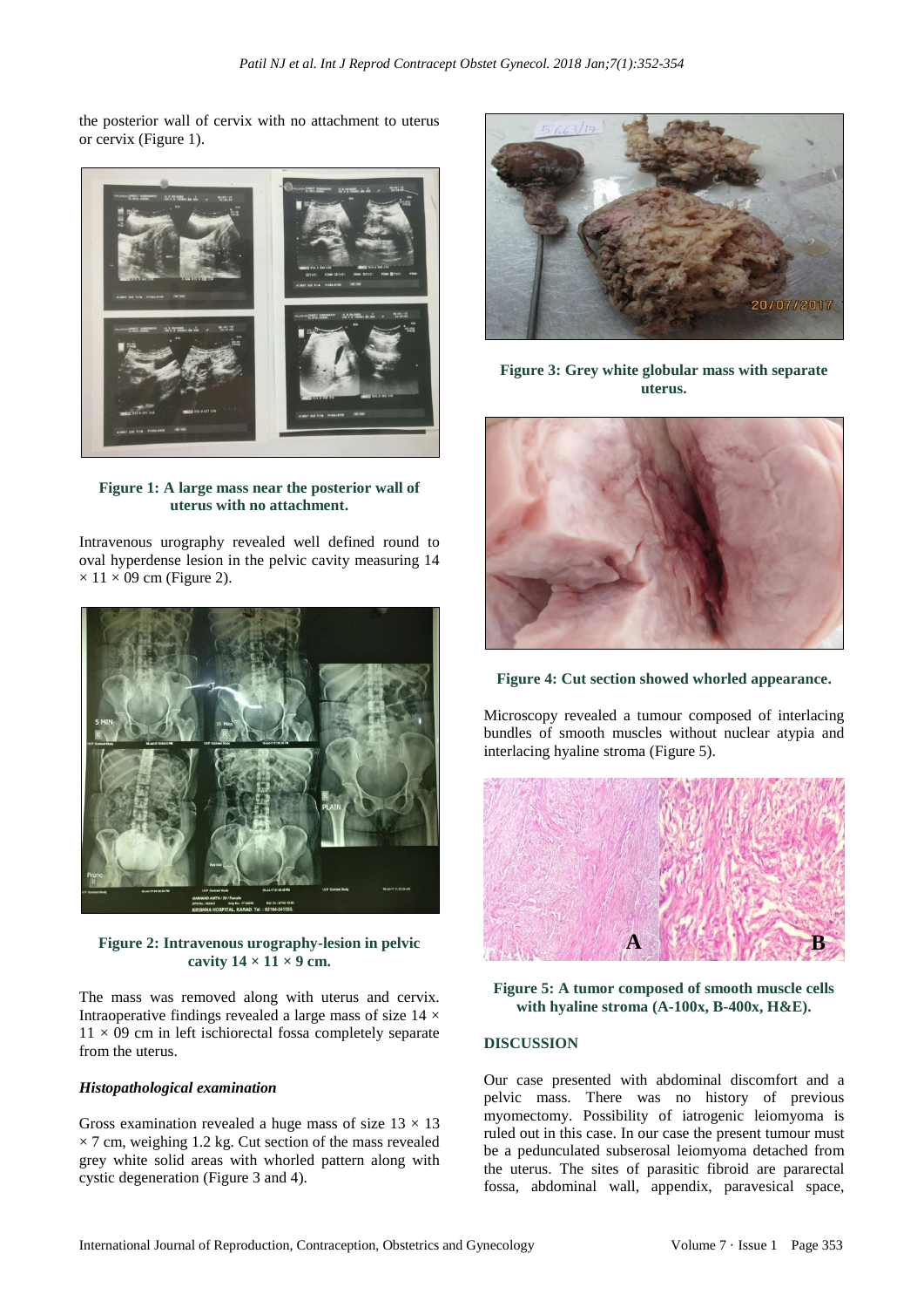the posterior wall of cervix with no attachment to uterus or cervix (Figure 1).

**Figure 1: A large mass near the posterior wall of uterus with no attachment.**

Intravenous urography revealed well defined round to oval hyperdense lesion in the pelvic cavity measuring 14 × 11 × 09 cm (Figure 2).

**Figure 2: Intravenous urography-lesion in pelvic cavity 14 × 11 × 9 cm.**

The mass was removed along with uterus and cervix. Intraoperative findings revealed a large mass of size 14 × 11 × 09 cm in left ischiorectal fossa completely separate from the uterus.

### *Histopathological examination*

Gross examination revealed a huge mass of size 13 × 13 × 7 cm, weighing 1.2 kg. Cut section of the mass revealed grey white solid areas with whorled pattern along with cystic degeneration (Figure 3 and 4).

**Figure 3: Grey white globular mass with separate uterus.**

**Figure 4: Cut section showed whorled appearance.**

Microscopy revealed a tumour composed of interlacing bundles of smooth muscles without nuclear atypia and interlacing hyaline stroma (Figure 5).

**Figure 5: A tumor composed of smooth muscle cells with hyaline stroma (A-100x, B-400x, H&E).**

## DISCUSSION

Our case presented with abdominal discomfort and a pelvic mass. There was no history of previous myomectomy. Possibility of iatrogenic leiomyoma is ruled out in this case. In our case the present tumour must be a pedunculated subserosal leiomyoma detached from the uterus. The sites of parasitic fibroid are pararectal fossa, abdominal wall, appendix, paravesical space,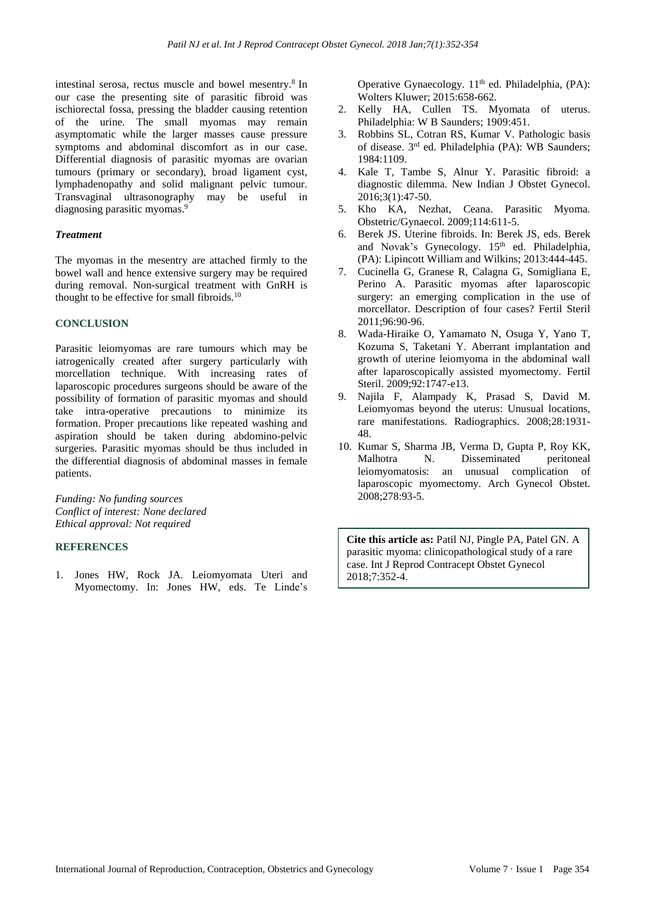intestinal serosa, rectus muscle and bowel mesentry.[8] In our case the presenting site of parasitic fibroid was ischiorectal fossa, pressing the bladder causing retention of the urine. The small myomas may remain asymptomatic while the larger masses cause pressure symptoms and abdominal discomfort as in our case. Differential diagnosis of parasitic myomas are ovarian tumours (primary or secondary), broad ligament cyst, lymphadenopathy and solid malignant pelvic tumour. Transvaginal ultrasonography may be useful in diagnosing parasitic myomas.[9]

### *Treatment*

The myomas in the mesentry are attached firmly to the bowel wall and hence extensive surgery may be required during removal. Non-surgical treatment with GnRH is thought to be effective for small fibroids.[10]

## CONCLUSION

Parasitic leiomyomas are rare tumours which may be iatrogenically created after surgery particularly with morcellation technique. With increasing rates of laparoscopic procedures surgeons should be aware of the possibility of formation of parasitic myomas and should take intra-operative precautions to minimize its formation. Proper precautions like repeated washing and aspiration should be taken during abdomino-pelvic surgeries. Parasitic myomas should be thus included in the differential diagnosis of abdominal masses in female patients.

*Funding: No funding sources*
*Conflict of interest: None declared*
*Ethical approval: Not required*

## REFERENCES

1. Jones HW, Rock JA. Leiomyomata Uteri and Myomectomy. In: Jones HW, eds. Te Linde's Operative Gynaecology. 11th ed. Philadelphia, (PA): Wolters Kluwer; 2015:658-662.
2. Kelly HA, Cullen TS. Myomata of uterus. Philadelphia: W B Saunders; 1909:451.
3. Robbins SL, Cotran RS, Kumar V. Pathologic basis of disease. 3rd ed. Philadelphia (PA): WB Saunders; 1984:1109.
4. Kale T, Tambe S, Alnur Y. Parasitic fibroid: a diagnostic dilemma. New Indian J Obstet Gynecol. 2016;3(1):47-50.
5. Kho KA, Nezhat, Ceana. Parasitic Myoma. Obstetric/Gynaecol. 2009;114:611-5.
6. Berek JS. Uterine fibroids. In: Berek JS, eds. Berek and Novak's Gynecology. 15th ed. Philadelphia, (PA): Lipincott William and Wilkins; 2013:444-445.
7. Cucinella G, Granese R, Calagna G, Somigliana E, Perino A. Parasitic myomas after laparoscopic surgery: an emerging complication in the use of morcellator. Description of four cases? Fertil Steril 2011;96:90-96.
8. Wada-Hiraike O, Yamamato N, Osuga Y, Yano T, Kozuma S, Taketani Y. Aberrant implantation and growth of uterine leiomyoma in the abdominal wall after laparoscopically assisted myomectomy. Fertil Steril. 2009;92:1747-e13.
9. Najila F, Alampady K, Prasad S, David M. Leiomyomas beyond the uterus: Unusual locations, rare manifestations. Radiographics. 2008;28:1931-48.
10. Kumar S, Sharma JB, Verma D, Gupta P, Roy KK, Malhotra N. Disseminated peritoneal leiomyomatosis: an unusual complication of laparoscopic myomectomy. Arch Gynecol Obstet. 2008;278:93-5.

**Cite this article as:** Patil NJ, Pingle PA, Patel GN. A parasitic myoma: clinicopathological study of a rare case. Int J Reprod Contracept Obstet Gynecol 2018;7:352-4.